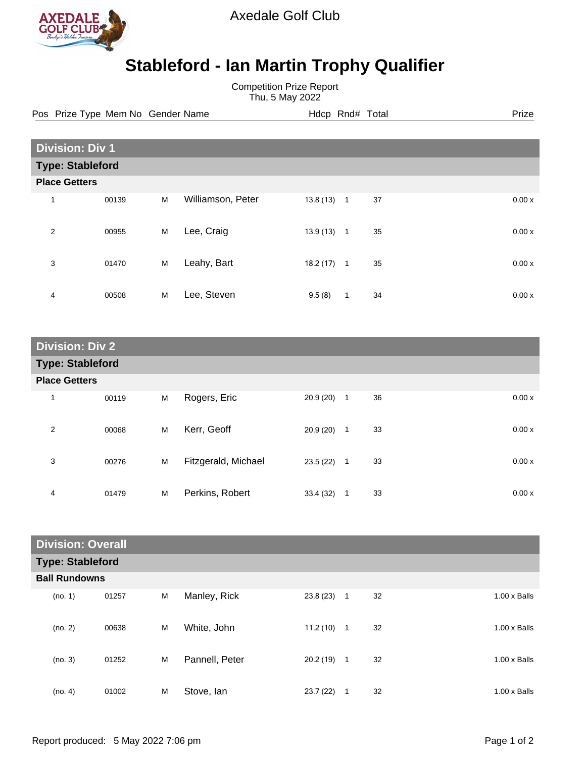Axedale Golf Club

# Stableford - Ian Martin Trophy Qualifier

Competition Prize Report
Thu, 5 May 2022

| Pos | Prize Type | Mem No | Gender | Name | Hdcp | Rnd# | Total | Prize |
|---|---|---|---|---|---|---|---|---|
| **Division: Div 1** | | | | | | | | |
| **Type: Stableford** | | | | | | | | |
| **Place Getters** | | | | | | | | |
| 1 | | 00139 | M | Williamson, Peter | 13.8 (13) | 1 | 37 | 0.00 x |
| 2 | | 00955 | M | Lee, Craig | 13.9 (13) | 1 | 35 | 0.00 x |
| 3 | | 01470 | M | Leahy, Bart | 18.2 (17) | 1 | 35 | 0.00 x |
| 4 | | 00508 | M | Lee, Steven | 9.5 (8) | 1 | 34 | 0.00 x |
| **Division: Div 2** | | | | | | | | |
| **Type: Stableford** | | | | | | | | |
| **Place Getters** | | | | | | | | |
| 1 | | 00119 | M | Rogers, Eric | 20.9 (20) | 1 | 36 | 0.00 x |
| 2 | | 00068 | M | Kerr, Geoff | 20.9 (20) | 1 | 33 | 0.00 x |
| 3 | | 00276 | M | Fitzgerald, Michael | 23.5 (22) | 1 | 33 | 0.00 x |
| 4 | | 01479 | M | Perkins, Robert | 33.4 (32) | 1 | 33 | 0.00 x |
| **Division: Overall** | | | | | | | | |
| **Type: Stableford** | | | | | | | | |
| **Ball Rundowns** | | | | | | | | |
| (no. 1) | | 01257 | M | Manley, Rick | 23.8 (23) | 1 | 32 | 1.00 x Balls |
| (no. 2) | | 00638 | M | White, John | 11.2 (10) | 1 | 32 | 1.00 x Balls |
| (no. 3) | | 01252 | M | Pannell, Peter | 20.2 (19) | 1 | 32 | 1.00 x Balls |
| (no. 4) | | 01002 | M | Stove, Ian | 23.7 (22) | 1 | 32 | 1.00 x Balls |

Report produced: 5 May 2022 7:06 pm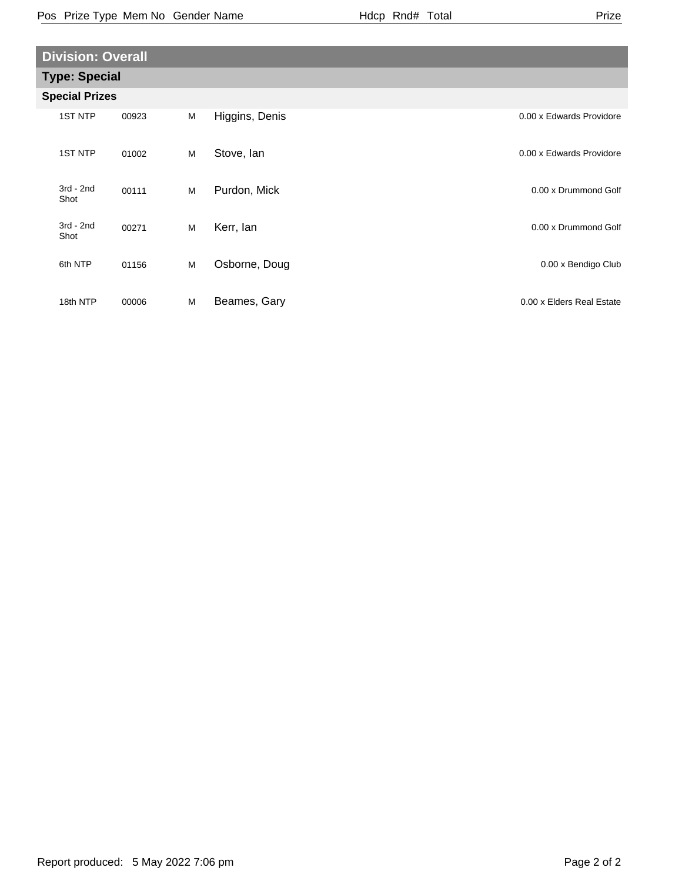| Pos | Prize Type | Mem No | Gender | Name | Hdcp | Rnd# | Total | Prize |
|---|---|---|---|---|---|---|---|---|

## Division: Overall

### Type: Special

**Special Prizes**

| Pos | Prize Type | Mem No | Gender | Name | Hdcp | Rnd# | Total | Prize |
|---|---|---|---|---|---|---|---|---|
| | 1ST NTP | 00923 | M | Higgins, Denis | | | | 0.00 x Edwards Providore |
| | 1ST NTP | 01002 | M | Stove, Ian | | | | 0.00 x Edwards Providore |
| | 3rd - 2nd Shot | 00111 | M | Purdon, Mick | | | | 0.00 x Drummond Golf |
| | 3rd - 2nd Shot | 00271 | M | Kerr, Ian | | | | 0.00 x Drummond Golf |
| | 6th NTP | 01156 | M | Osborne, Doug | | | | 0.00 x Bendigo Club |
| | 18th NTP | 00006 | M | Beames, Gary | | | | 0.00 x Elders Real Estate |

Report produced: 5 May 2022 7:06 pm